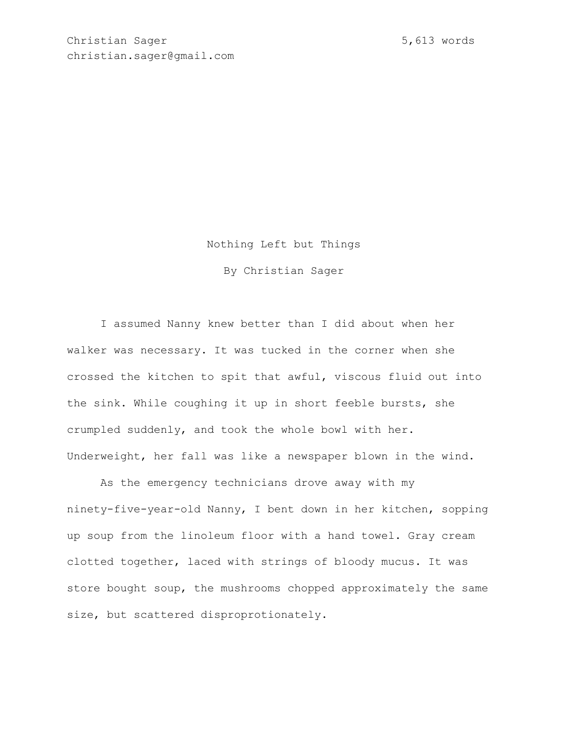Christian Sager  
christian.sager@gmail.com

5,613 words

# Nothing Left but Things

By Christian Sager

I assumed Nanny knew better than I did about when her walker was necessary. It was tucked in the corner when she crossed the kitchen to spit that awful, viscous fluid out into the sink. While coughing it up in short feeble bursts, she crumpled suddenly, and took the whole bowl with her. Underweight, her fall was like a newspaper blown in the wind.

As the emergency technicians drove away with my ninety-five-year-old Nanny, I bent down in her kitchen, sopping up soup from the linoleum floor with a hand towel. Gray cream clotted together, laced with strings of bloody mucus. It was store bought soup, the mushrooms chopped approximately the same size, but scattered disproprotionately.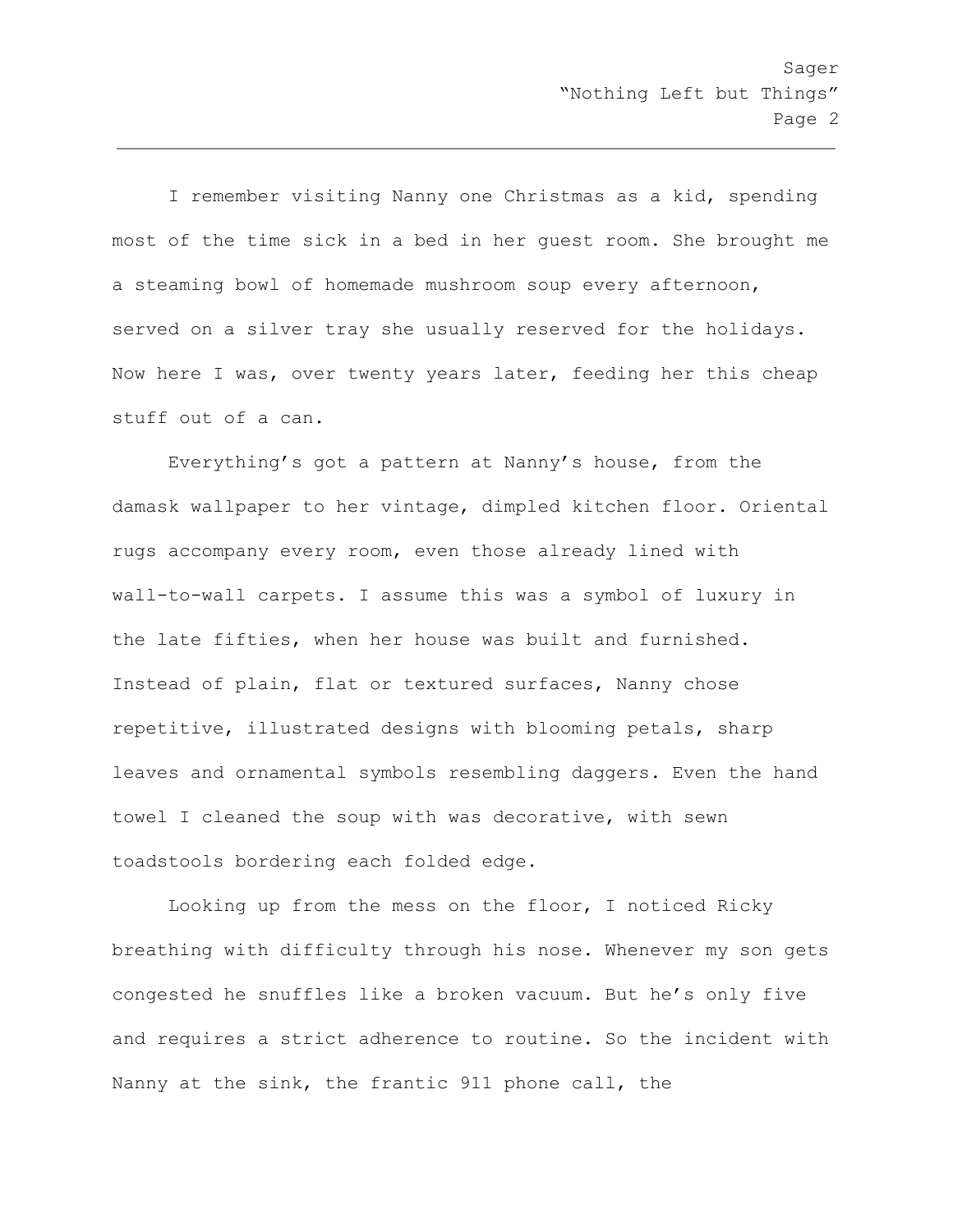I remember visiting Nanny one Christmas as a kid, spending most of the time sick in a bed in her guest room. She brought me a steaming bowl of homemade mushroom soup every afternoon, served on a silver tray she usually reserved for the holidays. Now here I was, over twenty years later, feeding her this cheap stuff out of a can.

Everything's got a pattern at Nanny's house, from the damask wallpaper to her vintage, dimpled kitchen floor. Oriental rugs accompany every room, even those already lined with wall-to-wall carpets. I assume this was a symbol of luxury in the late fifties, when her house was built and furnished. Instead of plain, flat or textured surfaces, Nanny chose repetitive, illustrated designs with blooming petals, sharp leaves and ornamental symbols resembling daggers. Even the hand towel I cleaned the soup with was decorative, with sewn toadstools bordering each folded edge.

Looking up from the mess on the floor, I noticed Ricky breathing with difficulty through his nose. Whenever my son gets congested he snuffles like a broken vacuum. But he's only five and requires a strict adherence to routine. So the incident with Nanny at the sink, the frantic 911 phone call, the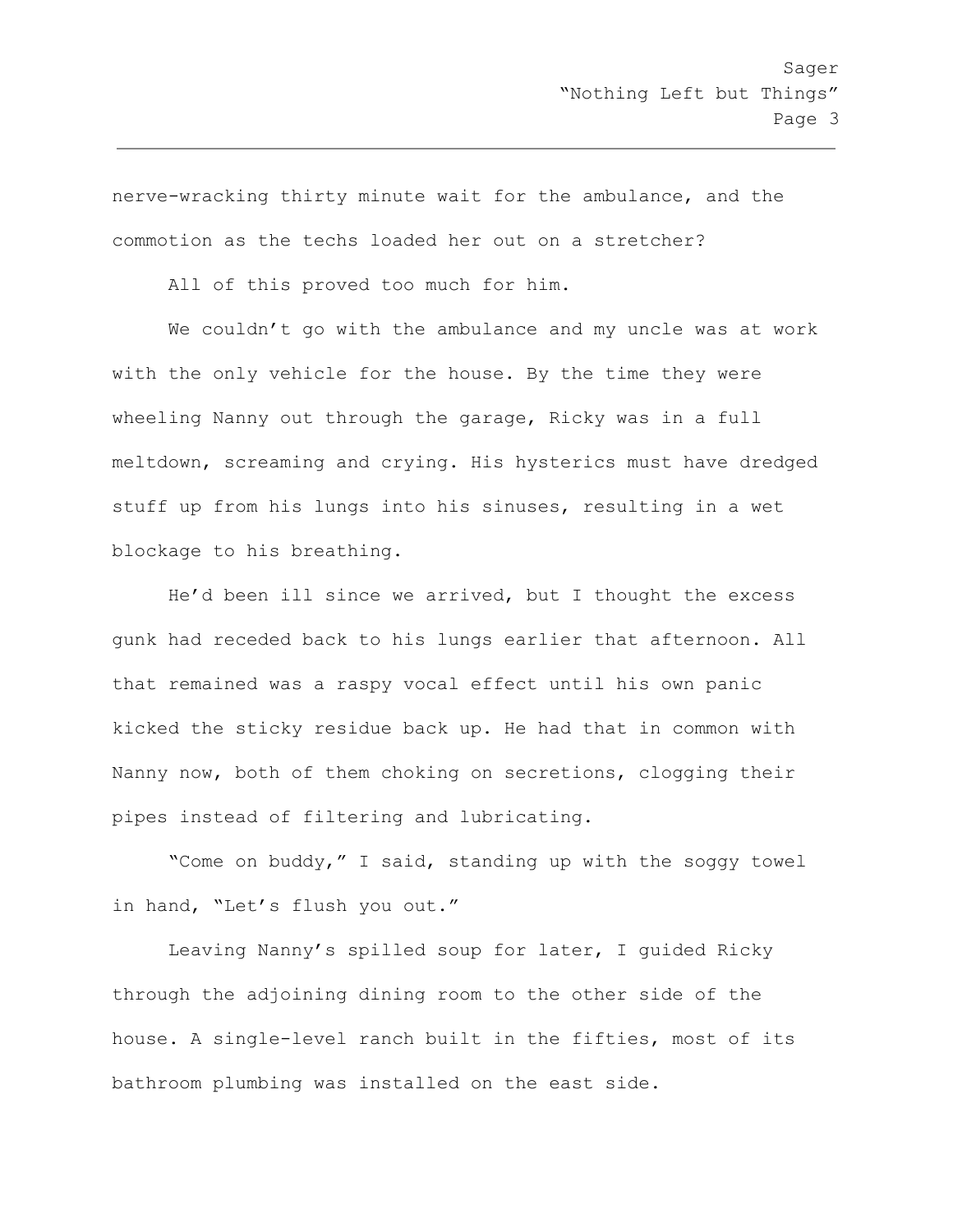nerve-wracking thirty minute wait for the ambulance, and the commotion as the techs loaded her out on a stretcher?

All of this proved too much for him.

We couldn't go with the ambulance and my uncle was at work with the only vehicle for the house. By the time they were wheeling Nanny out through the garage, Ricky was in a full meltdown, screaming and crying. His hysterics must have dredged stuff up from his lungs into his sinuses, resulting in a wet blockage to his breathing.

He'd been ill since we arrived, but I thought the excess gunk had receded back to his lungs earlier that afternoon. All that remained was a raspy vocal effect until his own panic kicked the sticky residue back up. He had that in common with Nanny now, both of them choking on secretions, clogging their pipes instead of filtering and lubricating.

"Come on buddy," I said, standing up with the soggy towel in hand, "Let's flush you out."

Leaving Nanny's spilled soup for later, I guided Ricky through the adjoining dining room to the other side of the house. A single-level ranch built in the fifties, most of its bathroom plumbing was installed on the east side.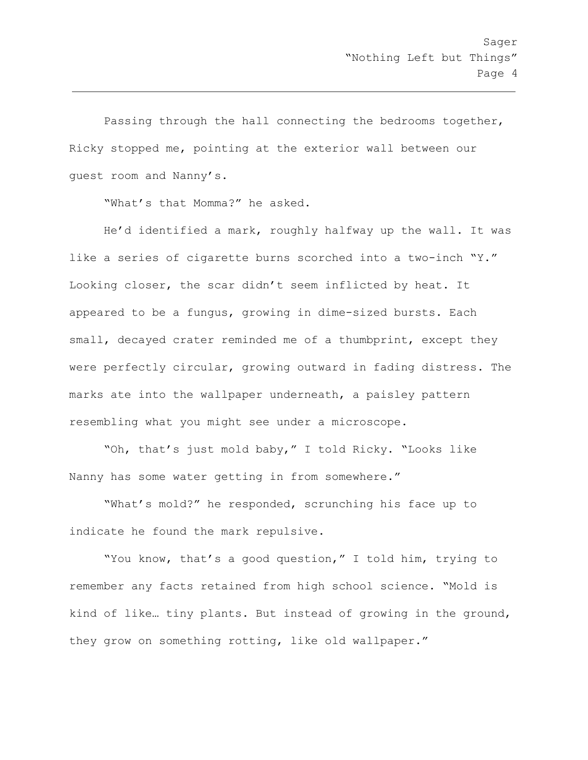Passing through the hall connecting the bedrooms together, Ricky stopped me, pointing at the exterior wall between our guest room and Nanny's.

"What's that Momma?" he asked.

He'd identified a mark, roughly halfway up the wall. It was like a series of cigarette burns scorched into a two-inch "Y." Looking closer, the scar didn't seem inflicted by heat. It appeared to be a fungus, growing in dime-sized bursts. Each small, decayed crater reminded me of a thumbprint, except they were perfectly circular, growing outward in fading distress. The marks ate into the wallpaper underneath, a paisley pattern resembling what you might see under a microscope.

"Oh, that's just mold baby," I told Ricky. "Looks like Nanny has some water getting in from somewhere."

"What's mold?" he responded, scrunching his face up to indicate he found the mark repulsive.

"You know, that's a good question," I told him, trying to remember any facts retained from high school science. "Mold is kind of like… tiny plants. But instead of growing in the ground, they grow on something rotting, like old wallpaper."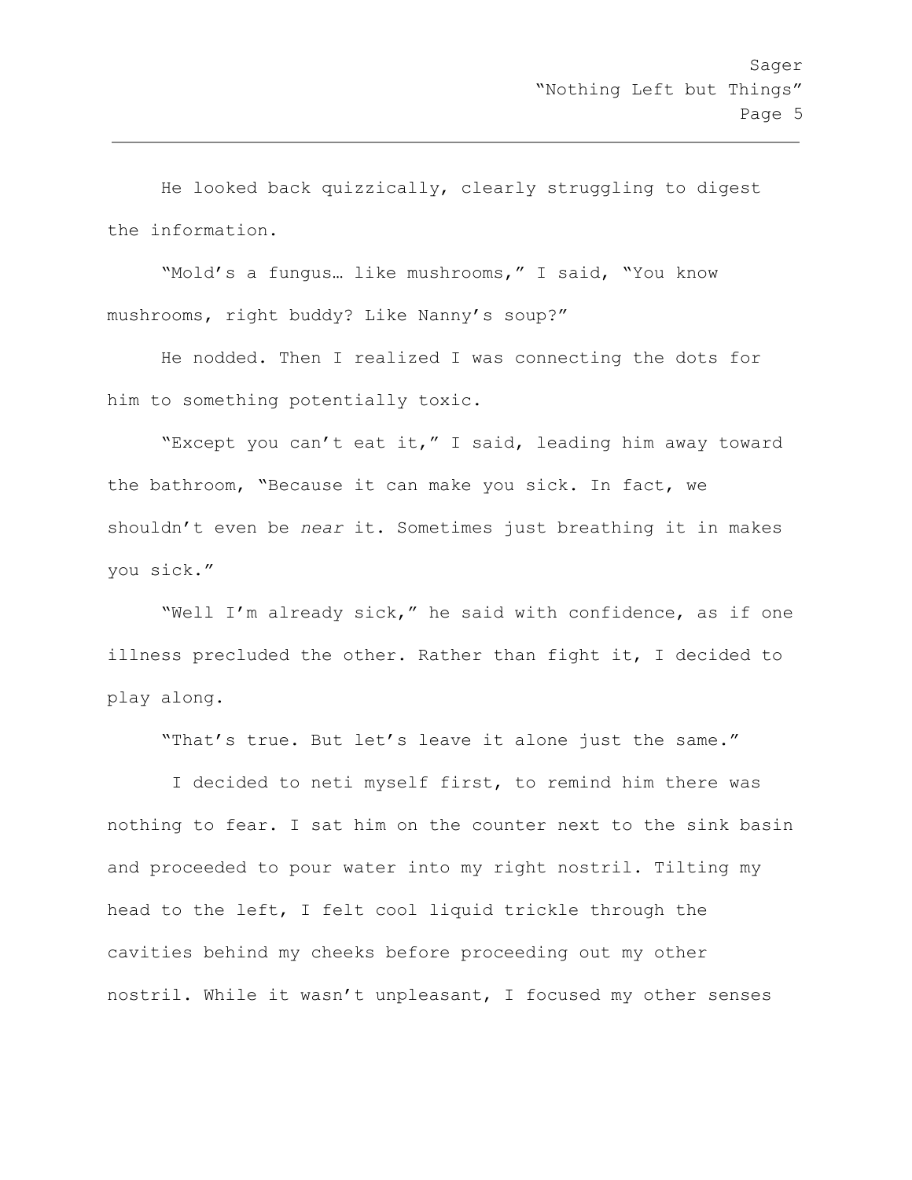He looked back quizzically, clearly struggling to digest the information.

"Mold's a fungus… like mushrooms," I said, "You know mushrooms, right buddy? Like Nanny's soup?"

He nodded. Then I realized I was connecting the dots for him to something potentially toxic.

"Except you can't eat it," I said, leading him away toward the bathroom, "Because it can make you sick. In fact, we shouldn't even be *near* it. Sometimes just breathing it in makes you sick."

"Well I'm already sick," he said with confidence, as if one illness precluded the other. Rather than fight it, I decided to play along.

"That's true. But let's leave it alone just the same."

I decided to neti myself first, to remind him there was nothing to fear. I sat him on the counter next to the sink basin and proceeded to pour water into my right nostril. Tilting my head to the left, I felt cool liquid trickle through the cavities behind my cheeks before proceeding out my other nostril. While it wasn't unpleasant, I focused my other senses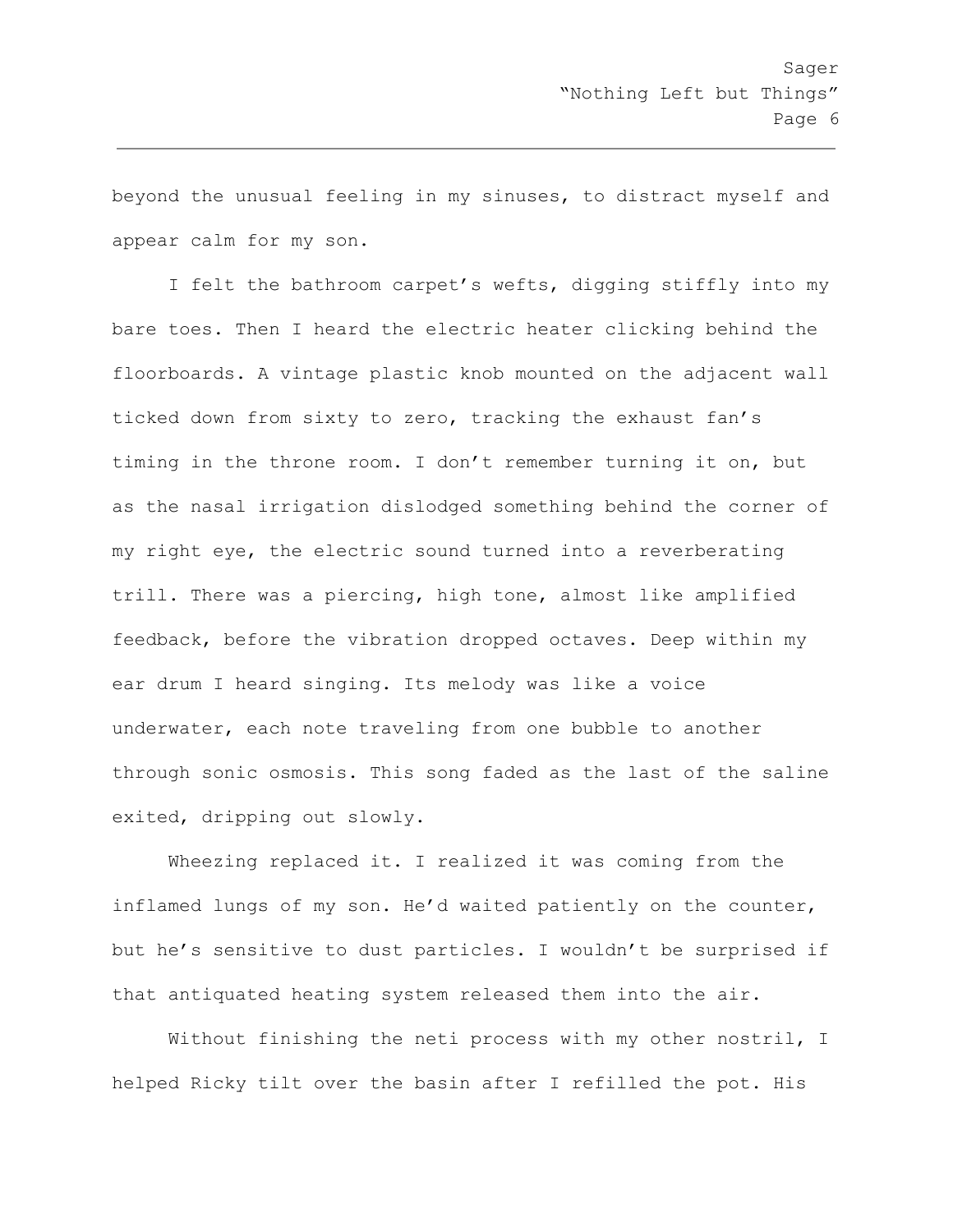beyond the unusual feeling in my sinuses, to distract myself and appear calm for my son.

I felt the bathroom carpet's wefts, digging stiffly into my bare toes. Then I heard the electric heater clicking behind the floorboards. A vintage plastic knob mounted on the adjacent wall ticked down from sixty to zero, tracking the exhaust fan's timing in the throne room. I don't remember turning it on, but as the nasal irrigation dislodged something behind the corner of my right eye, the electric sound turned into a reverberating trill. There was a piercing, high tone, almost like amplified feedback, before the vibration dropped octaves. Deep within my ear drum I heard singing. Its melody was like a voice underwater, each note traveling from one bubble to another through sonic osmosis. This song faded as the last of the saline exited, dripping out slowly.

Wheezing replaced it. I realized it was coming from the inflamed lungs of my son. He'd waited patiently on the counter, but he's sensitive to dust particles. I wouldn't be surprised if that antiquated heating system released them into the air.

Without finishing the neti process with my other nostril, I helped Ricky tilt over the basin after I refilled the pot. His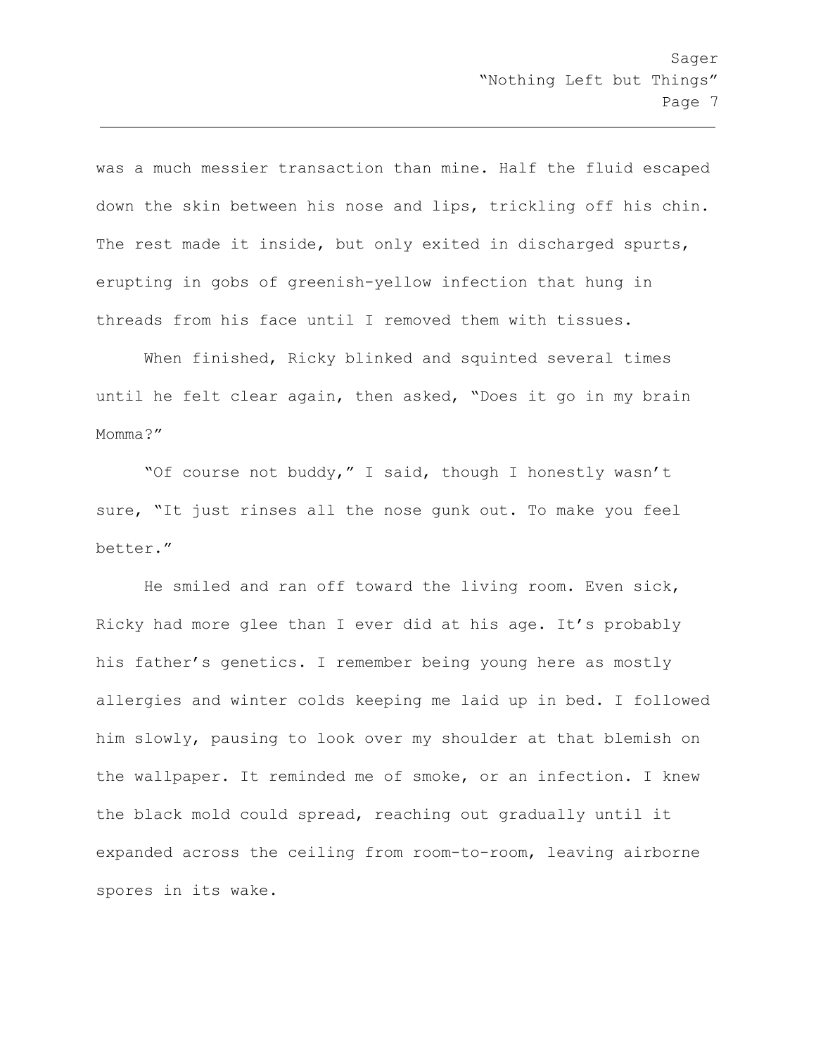was a much messier transaction than mine. Half the fluid escaped down the skin between his nose and lips, trickling off his chin. The rest made it inside, but only exited in discharged spurts, erupting in gobs of greenish-yellow infection that hung in threads from his face until I removed them with tissues.

When finished, Ricky blinked and squinted several times until he felt clear again, then asked, “Does it go in my brain Momma?”

“Of course not buddy,” I said, though I honestly wasn’t sure, “It just rinses all the nose gunk out. To make you feel better.”

He smiled and ran off toward the living room. Even sick, Ricky had more glee than I ever did at his age. It’s probably his father’s genetics. I remember being young here as mostly allergies and winter colds keeping me laid up in bed. I followed him slowly, pausing to look over my shoulder at that blemish on the wallpaper. It reminded me of smoke, or an infection. I knew the black mold could spread, reaching out gradually until it expanded across the ceiling from room-to-room, leaving airborne spores in its wake.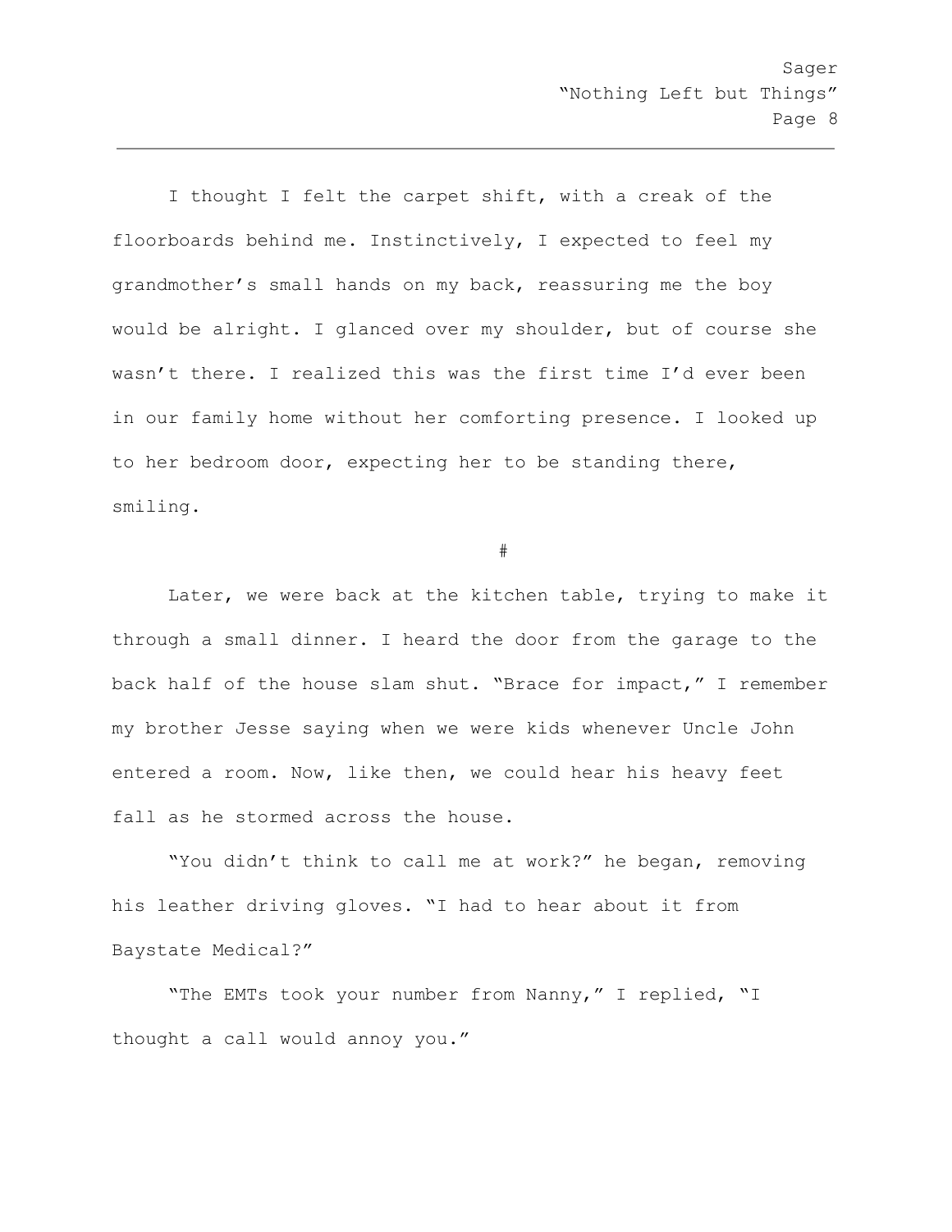I thought I felt the carpet shift, with a creak of the floorboards behind me. Instinctively, I expected to feel my grandmother's small hands on my back, reassuring me the boy would be alright. I glanced over my shoulder, but of course she wasn't there. I realized this was the first time I'd ever been in our family home without her comforting presence. I looked up to her bedroom door, expecting her to be standing there, smiling.

#

Later, we were back at the kitchen table, trying to make it through a small dinner. I heard the door from the garage to the back half of the house slam shut. "Brace for impact," I remember my brother Jesse saying when we were kids whenever Uncle John entered a room. Now, like then, we could hear his heavy feet fall as he stormed across the house.

"You didn't think to call me at work?" he began, removing his leather driving gloves. "I had to hear about it from Baystate Medical?"

"The EMTs took your number from Nanny," I replied, "I thought a call would annoy you."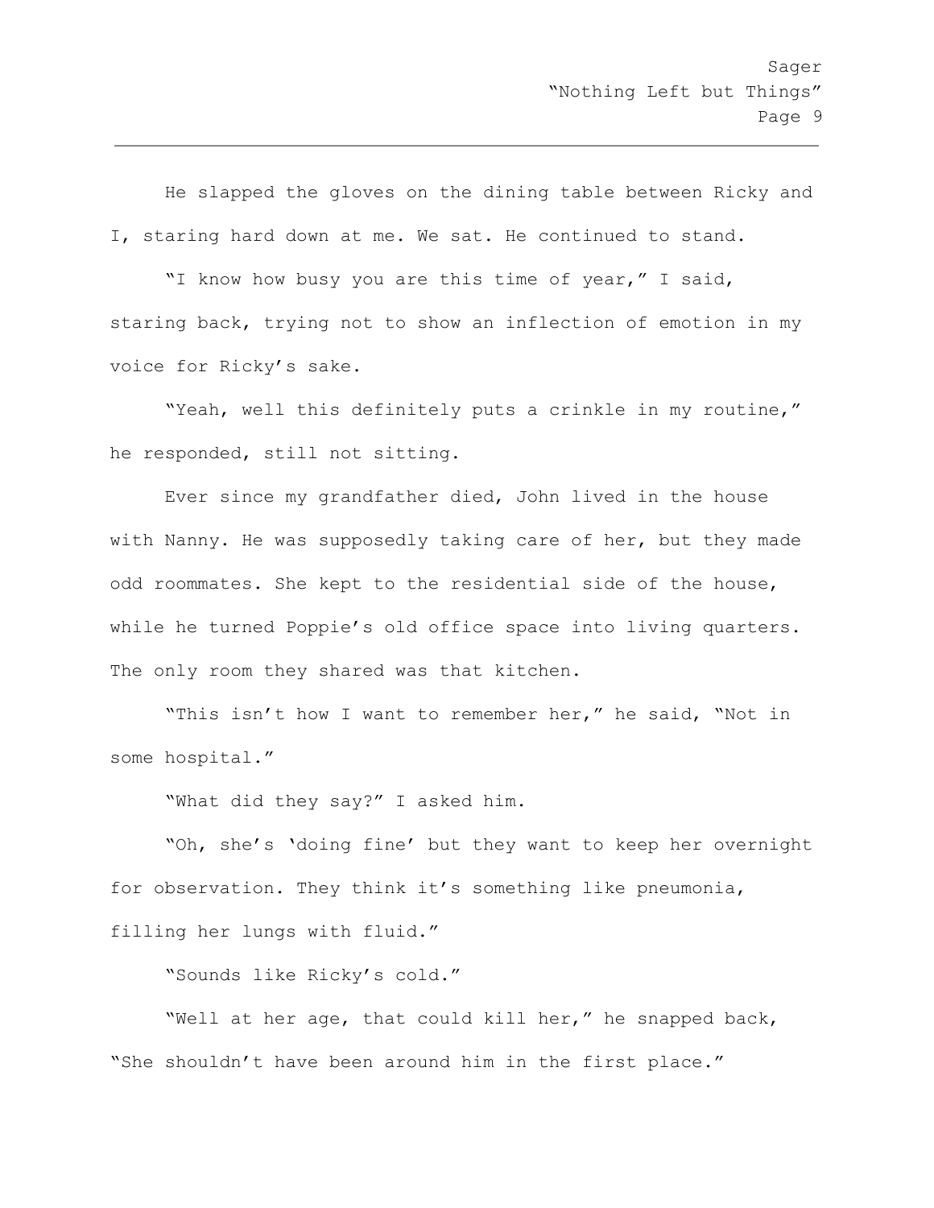He slapped the gloves on the dining table between Ricky and I, staring hard down at me. We sat. He continued to stand.

"I know how busy you are this time of year," I said, staring back, trying not to show an inflection of emotion in my voice for Ricky's sake.

"Yeah, well this definitely puts a crinkle in my routine," he responded, still not sitting.

Ever since my grandfather died, John lived in the house with Nanny. He was supposedly taking care of her, but they made odd roommates. She kept to the residential side of the house, while he turned Poppie's old office space into living quarters. The only room they shared was that kitchen.

"This isn't how I want to remember her," he said, "Not in some hospital."

"What did they say?" I asked him.

"Oh, she's 'doing fine' but they want to keep her overnight for observation. They think it's something like pneumonia, filling her lungs with fluid."

"Sounds like Ricky's cold."

"Well at her age, that could kill her," he snapped back, "She shouldn't have been around him in the first place."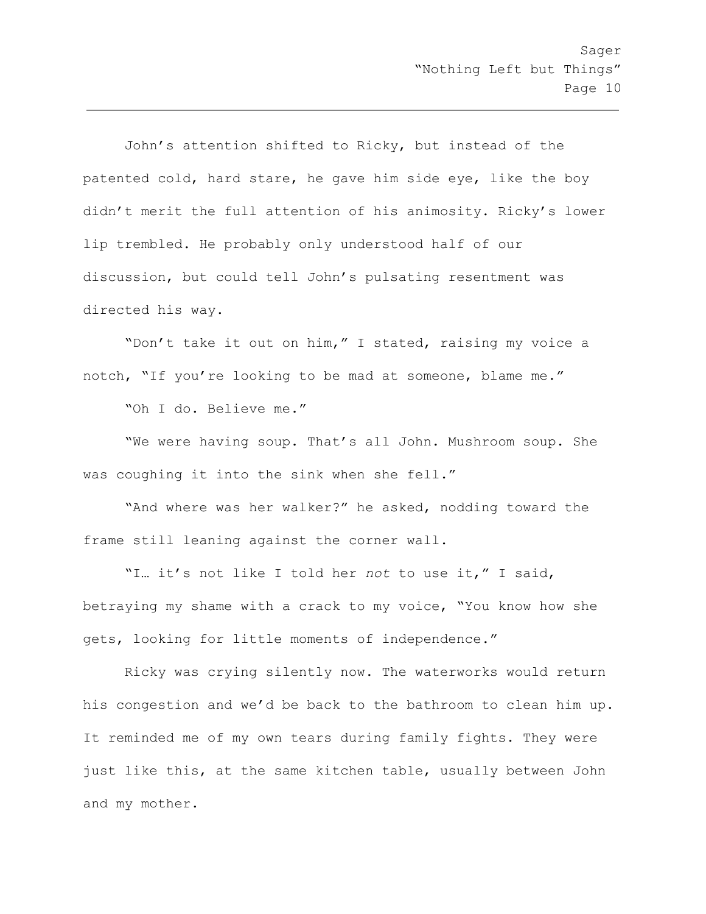John's attention shifted to Ricky, but instead of the patented cold, hard stare, he gave him side eye, like the boy didn't merit the full attention of his animosity. Ricky's lower lip trembled. He probably only understood half of our discussion, but could tell John's pulsating resentment was directed his way.

"Don't take it out on him," I stated, raising my voice a notch, "If you're looking to be mad at someone, blame me."

"Oh I do. Believe me."

"We were having soup. That's all John. Mushroom soup. She was coughing it into the sink when she fell."

"And where was her walker?" he asked, nodding toward the frame still leaning against the corner wall.

"I… it's not like I told her *not* to use it," I said, betraying my shame with a crack to my voice, "You know how she gets, looking for little moments of independence."

Ricky was crying silently now. The waterworks would return his congestion and we'd be back to the bathroom to clean him up. It reminded me of my own tears during family fights. They were just like this, at the same kitchen table, usually between John and my mother.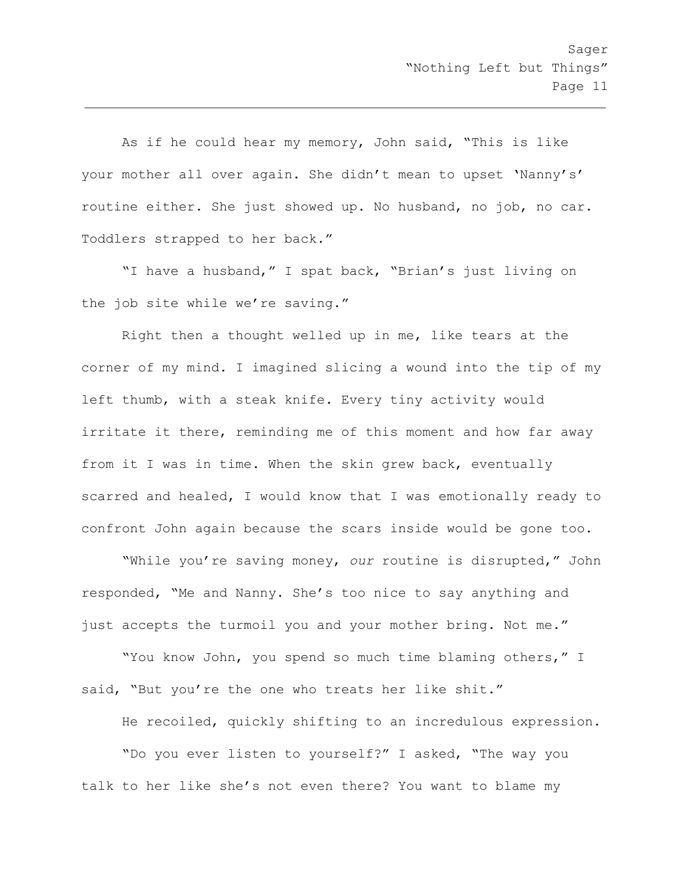As if he could hear my memory, John said, "This is like your mother all over again. She didn't mean to upset 'Nanny's' routine either. She just showed up. No husband, no job, no car. Toddlers strapped to her back."

"I have a husband," I spat back, "Brian's just living on the job site while we're saving."

Right then a thought welled up in me, like tears at the corner of my mind. I imagined slicing a wound into the tip of my left thumb, with a steak knife. Every tiny activity would irritate it there, reminding me of this moment and how far away from it I was in time. When the skin grew back, eventually scarred and healed, I would know that I was emotionally ready to confront John again because the scars inside would be gone too.

"While you're saving money, *our* routine is disrupted," John responded, "Me and Nanny. She's too nice to say anything and just accepts the turmoil you and your mother bring. Not me."

"You know John, you spend so much time blaming others," I said, "But you're the one who treats her like shit."

He recoiled, quickly shifting to an incredulous expression.

"Do you ever listen to yourself?" I asked, "The way you talk to her like she's not even there? You want to blame my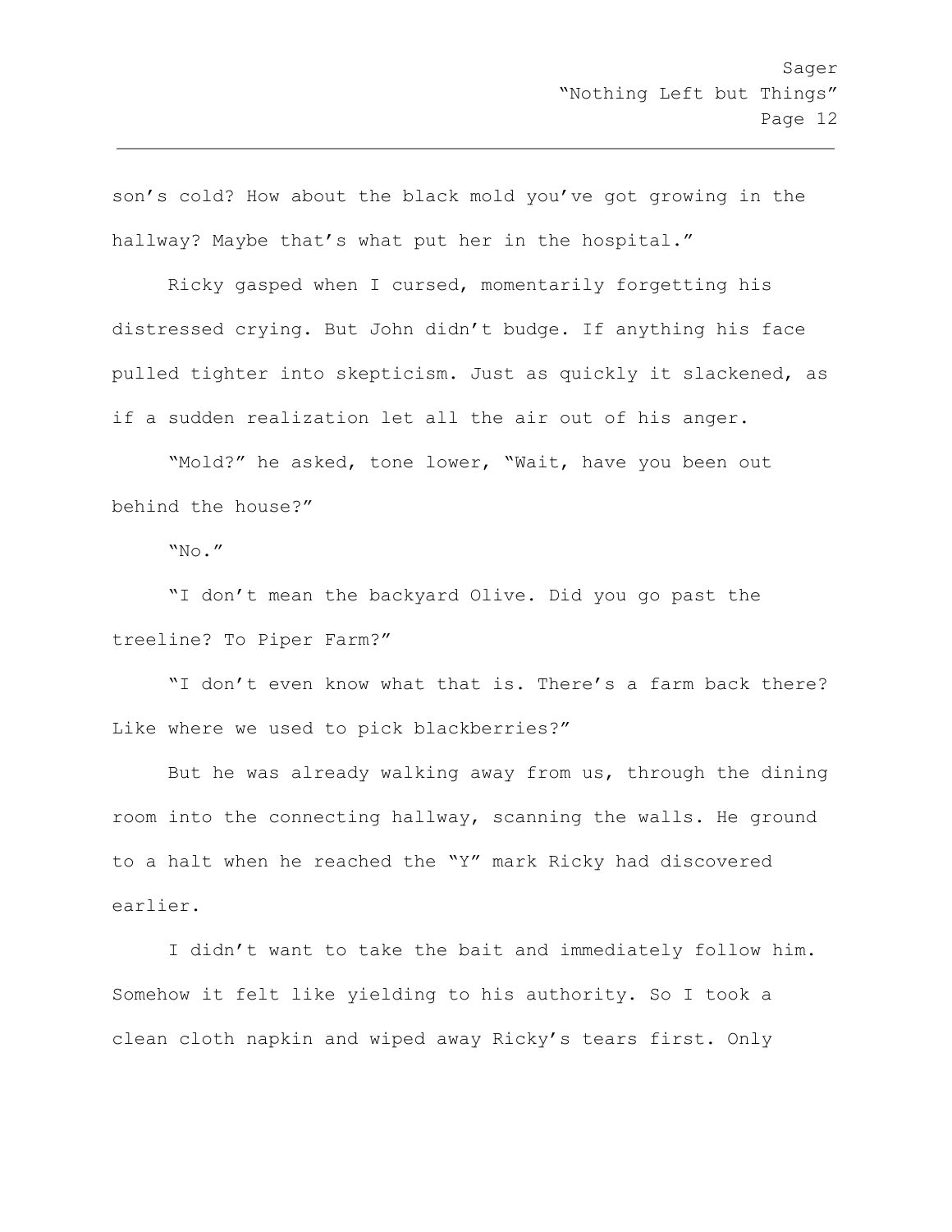son's cold? How about the black mold you've got growing in the hallway? Maybe that's what put her in the hospital."

Ricky gasped when I cursed, momentarily forgetting his distressed crying. But John didn't budge. If anything his face pulled tighter into skepticism. Just as quickly it slackened, as if a sudden realization let all the air out of his anger.

"Mold?" he asked, tone lower, "Wait, have you been out behind the house?"

"No."

"I don't mean the backyard Olive. Did you go past the treeline? To Piper Farm?"

"I don't even know what that is. There's a farm back there? Like where we used to pick blackberries?"

But he was already walking away from us, through the dining room into the connecting hallway, scanning the walls. He ground to a halt when he reached the "Y" mark Ricky had discovered earlier.

I didn't want to take the bait and immediately follow him. Somehow it felt like yielding to his authority. So I took a clean cloth napkin and wiped away Ricky's tears first. Only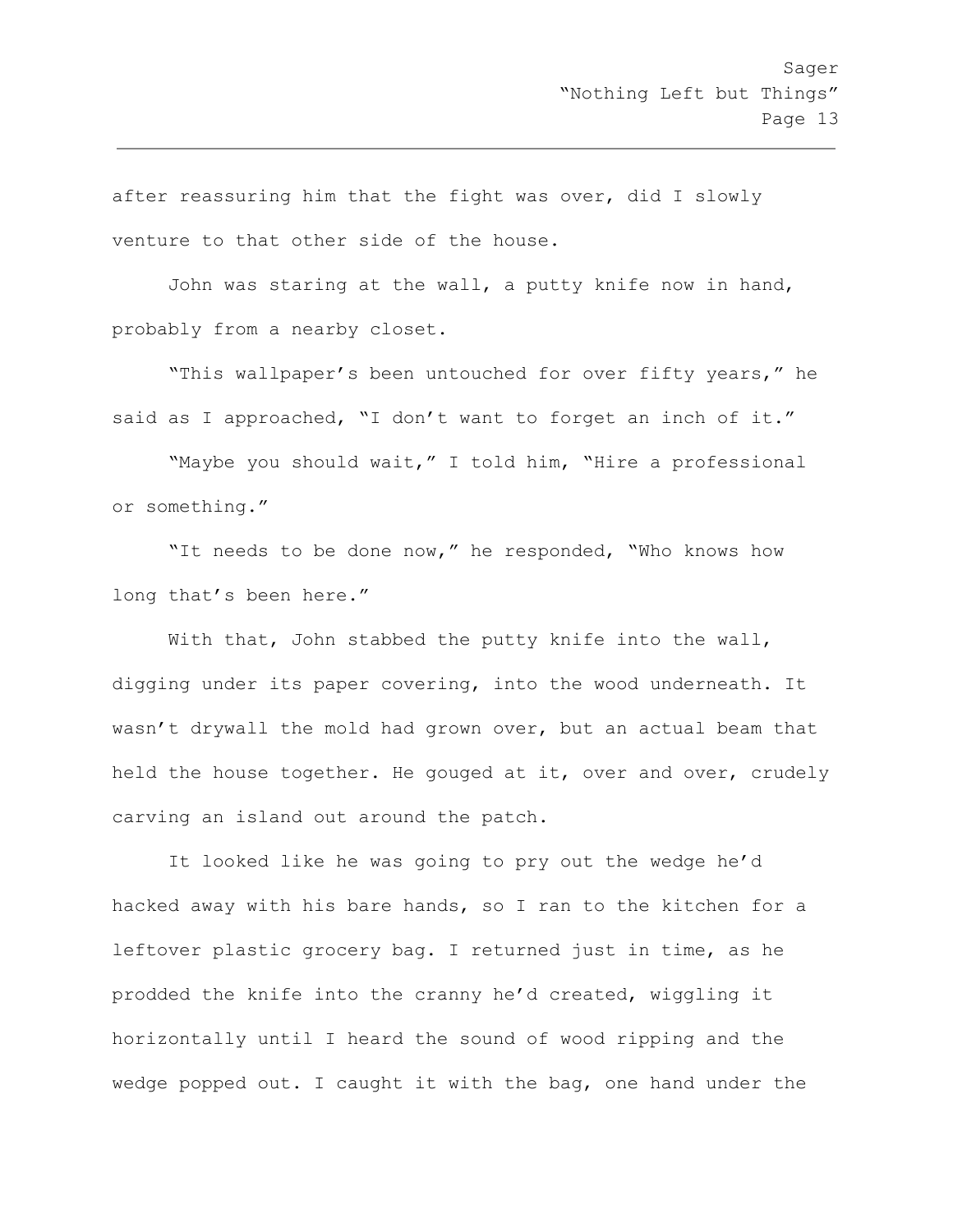after reassuring him that the fight was over, did I slowly venture to that other side of the house.

John was staring at the wall, a putty knife now in hand, probably from a nearby closet.

"This wallpaper's been untouched for over fifty years," he said as I approached, "I don't want to forget an inch of it."

"Maybe you should wait," I told him, "Hire a professional or something."

"It needs to be done now," he responded, "Who knows how long that's been here."

With that, John stabbed the putty knife into the wall, digging under its paper covering, into the wood underneath. It wasn't drywall the mold had grown over, but an actual beam that held the house together. He gouged at it, over and over, crudely carving an island out around the patch.

It looked like he was going to pry out the wedge he'd hacked away with his bare hands, so I ran to the kitchen for a leftover plastic grocery bag. I returned just in time, as he prodded the knife into the cranny he'd created, wiggling it horizontally until I heard the sound of wood ripping and the wedge popped out. I caught it with the bag, one hand under the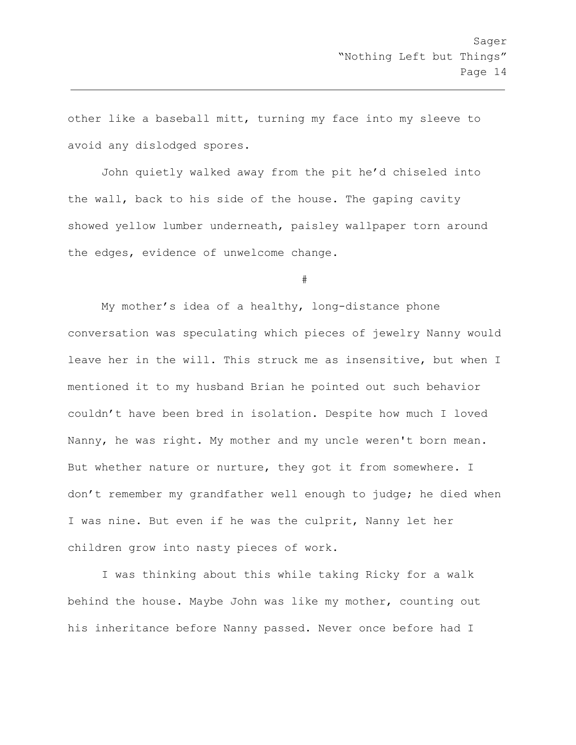other like a baseball mitt, turning my face into my sleeve to avoid any dislodged spores.

John quietly walked away from the pit he'd chiseled into the wall, back to his side of the house. The gaping cavity showed yellow lumber underneath, paisley wallpaper torn around the edges, evidence of unwelcome change.

#

My mother's idea of a healthy, long-distance phone conversation was speculating which pieces of jewelry Nanny would leave her in the will. This struck me as insensitive, but when I mentioned it to my husband Brian he pointed out such behavior couldn't have been bred in isolation. Despite how much I loved Nanny, he was right. My mother and my uncle weren't born mean. But whether nature or nurture, they got it from somewhere. I don't remember my grandfather well enough to judge; he died when I was nine. But even if he was the culprit, Nanny let her children grow into nasty pieces of work.

I was thinking about this while taking Ricky for a walk behind the house. Maybe John was like my mother, counting out his inheritance before Nanny passed. Never once before had I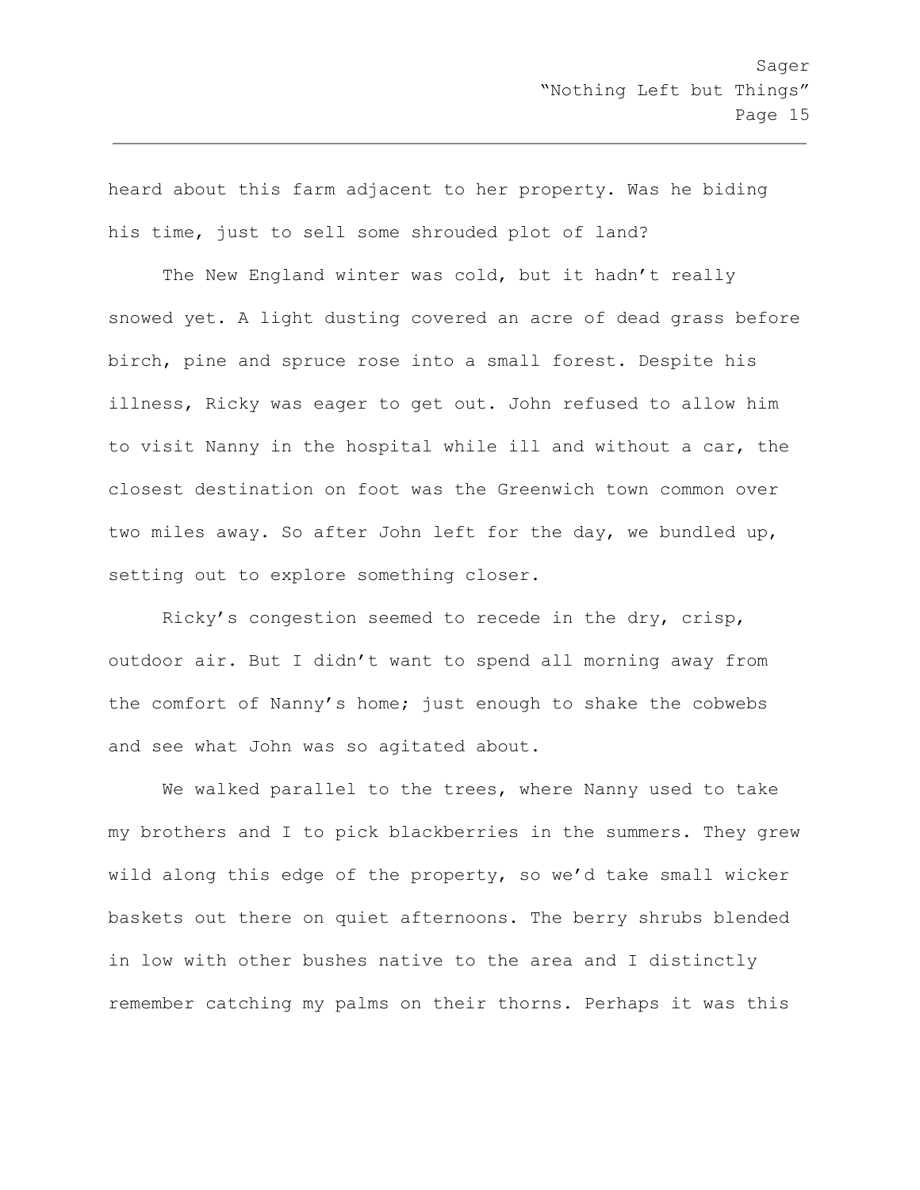heard about this farm adjacent to her property. Was he biding his time, just to sell some shrouded plot of land?

The New England winter was cold, but it hadn't really snowed yet. A light dusting covered an acre of dead grass before birch, pine and spruce rose into a small forest. Despite his illness, Ricky was eager to get out. John refused to allow him to visit Nanny in the hospital while ill and without a car, the closest destination on foot was the Greenwich town common over two miles away. So after John left for the day, we bundled up, setting out to explore something closer.

Ricky's congestion seemed to recede in the dry, crisp, outdoor air. But I didn't want to spend all morning away from the comfort of Nanny's home; just enough to shake the cobwebs and see what John was so agitated about.

We walked parallel to the trees, where Nanny used to take my brothers and I to pick blackberries in the summers. They grew wild along this edge of the property, so we'd take small wicker baskets out there on quiet afternoons. The berry shrubs blended in low with other bushes native to the area and I distinctly remember catching my palms on their thorns. Perhaps it was this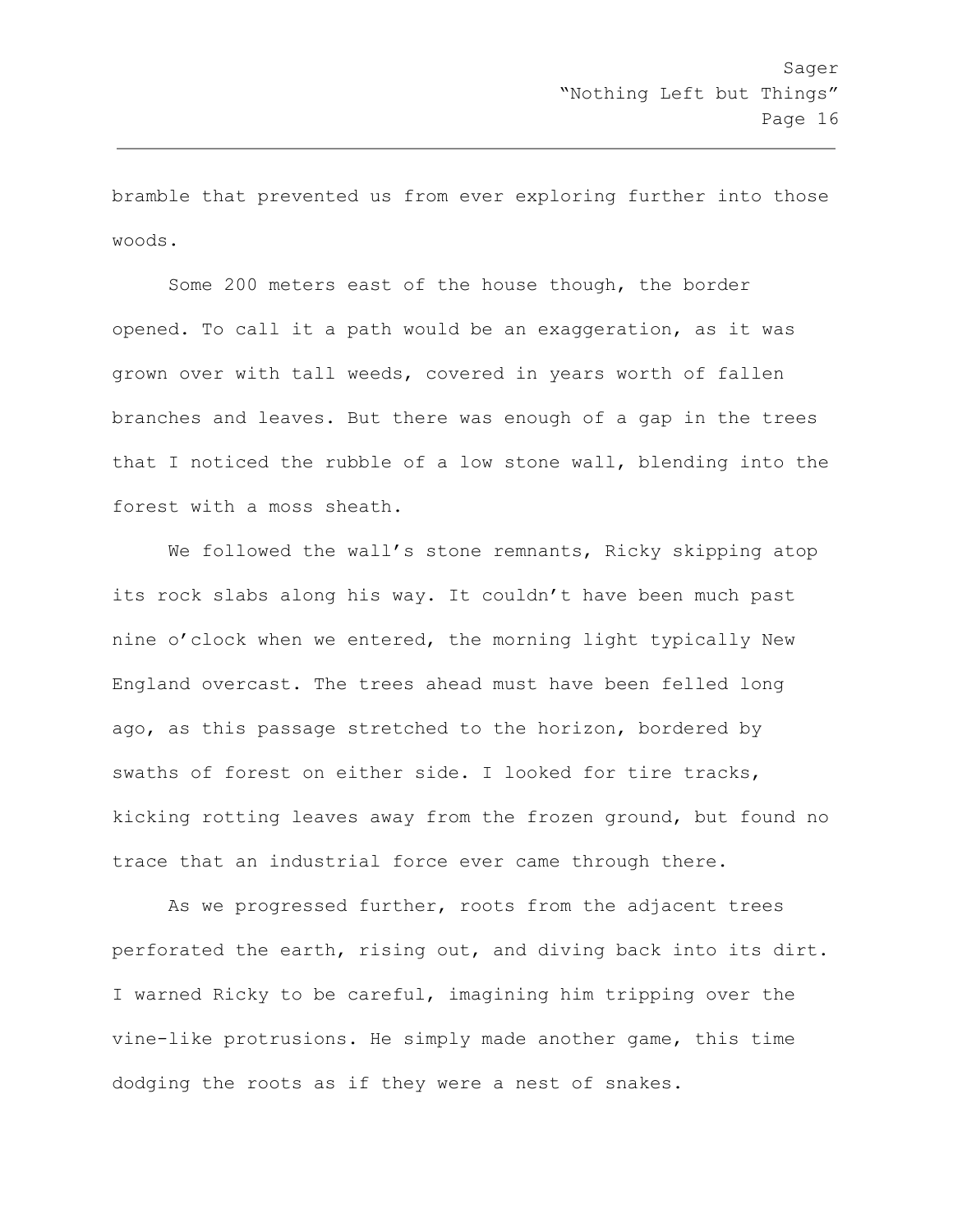bramble that prevented us from ever exploring further into those woods.

Some 200 meters east of the house though, the border opened. To call it a path would be an exaggeration, as it was grown over with tall weeds, covered in years worth of fallen branches and leaves. But there was enough of a gap in the trees that I noticed the rubble of a low stone wall, blending into the forest with a moss sheath.

We followed the wall's stone remnants, Ricky skipping atop its rock slabs along his way. It couldn't have been much past nine o'clock when we entered, the morning light typically New England overcast. The trees ahead must have been felled long ago, as this passage stretched to the horizon, bordered by swaths of forest on either side. I looked for tire tracks, kicking rotting leaves away from the frozen ground, but found no trace that an industrial force ever came through there.

As we progressed further, roots from the adjacent trees perforated the earth, rising out, and diving back into its dirt. I warned Ricky to be careful, imagining him tripping over the vine-like protrusions. He simply made another game, this time dodging the roots as if they were a nest of snakes.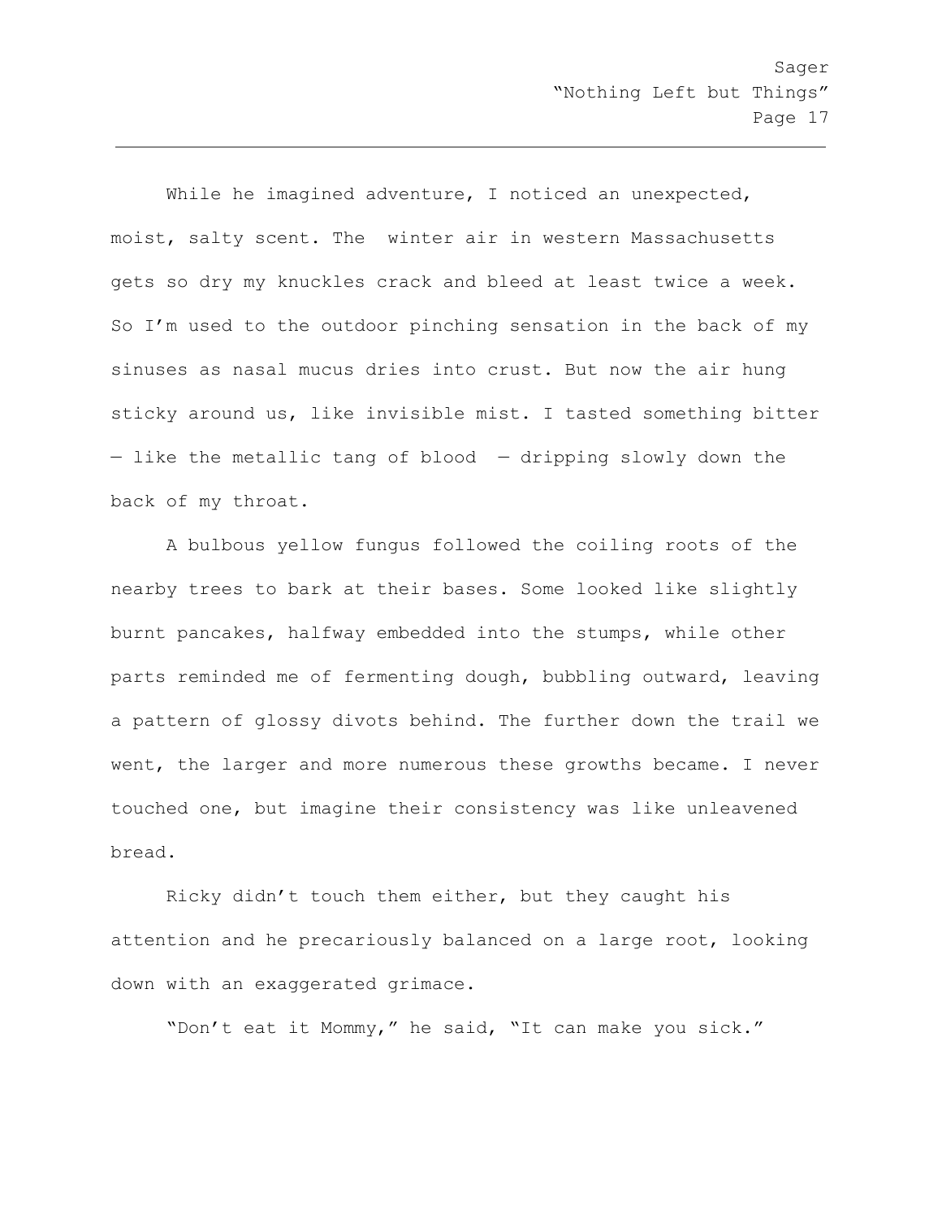While he imagined adventure, I noticed an unexpected, moist, salty scent. The winter air in western Massachusetts gets so dry my knuckles crack and bleed at least twice a week. So I'm used to the outdoor pinching sensation in the back of my sinuses as nasal mucus dries into crust. But now the air hung sticky around us, like invisible mist. I tasted something bitter — like the metallic tang of blood — dripping slowly down the back of my throat.

A bulbous yellow fungus followed the coiling roots of the nearby trees to bark at their bases. Some looked like slightly burnt pancakes, halfway embedded into the stumps, while other parts reminded me of fermenting dough, bubbling outward, leaving a pattern of glossy divots behind. The further down the trail we went, the larger and more numerous these growths became. I never touched one, but imagine their consistency was like unleavened bread.

Ricky didn't touch them either, but they caught his attention and he precariously balanced on a large root, looking down with an exaggerated grimace.

"Don't eat it Mommy," he said, "It can make you sick."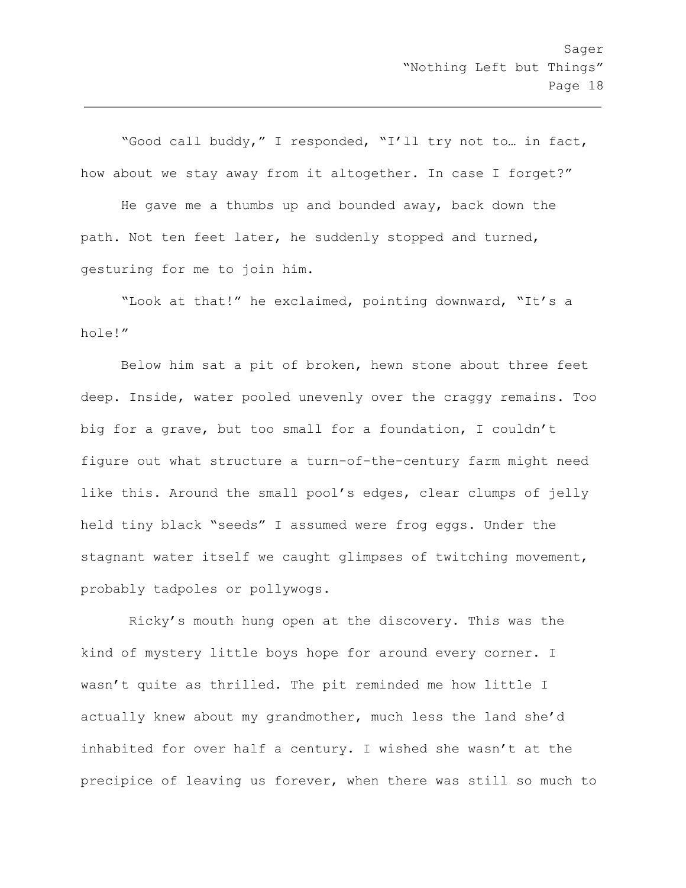"Good call buddy," I responded, "I'll try not to… in fact, how about we stay away from it altogether. In case I forget?"

He gave me a thumbs up and bounded away, back down the path. Not ten feet later, he suddenly stopped and turned, gesturing for me to join him.

"Look at that!" he exclaimed, pointing downward, "It's a hole!"

Below him sat a pit of broken, hewn stone about three feet deep. Inside, water pooled unevenly over the craggy remains. Too big for a grave, but too small for a foundation, I couldn't figure out what structure a turn-of-the-century farm might need like this. Around the small pool's edges, clear clumps of jelly held tiny black "seeds" I assumed were frog eggs. Under the stagnant water itself we caught glimpses of twitching movement, probably tadpoles or pollywogs.

Ricky's mouth hung open at the discovery. This was the kind of mystery little boys hope for around every corner. I wasn't quite as thrilled. The pit reminded me how little I actually knew about my grandmother, much less the land she'd inhabited for over half a century. I wished she wasn't at the precipice of leaving us forever, when there was still so much to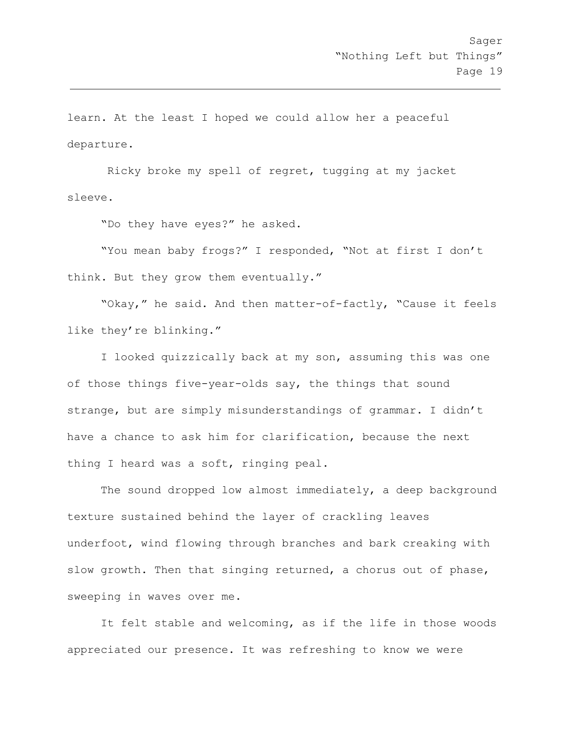learn. At the least I hoped we could allow her a peaceful departure.

Ricky broke my spell of regret, tugging at my jacket sleeve.

“Do they have eyes?” he asked.

“You mean baby frogs?” I responded, “Not at first I don’t think. But they grow them eventually.”

“Okay,” he said. And then matter-of-factly, “Cause it feels like they’re blinking.”

I looked quizzically back at my son, assuming this was one of those things five-year-olds say, the things that sound strange, but are simply misunderstandings of grammar. I didn’t have a chance to ask him for clarification, because the next thing I heard was a soft, ringing peal.

The sound dropped low almost immediately, a deep background texture sustained behind the layer of crackling leaves underfoot, wind flowing through branches and bark creaking with slow growth. Then that singing returned, a chorus out of phase, sweeping in waves over me.

It felt stable and welcoming, as if the life in those woods appreciated our presence. It was refreshing to know we were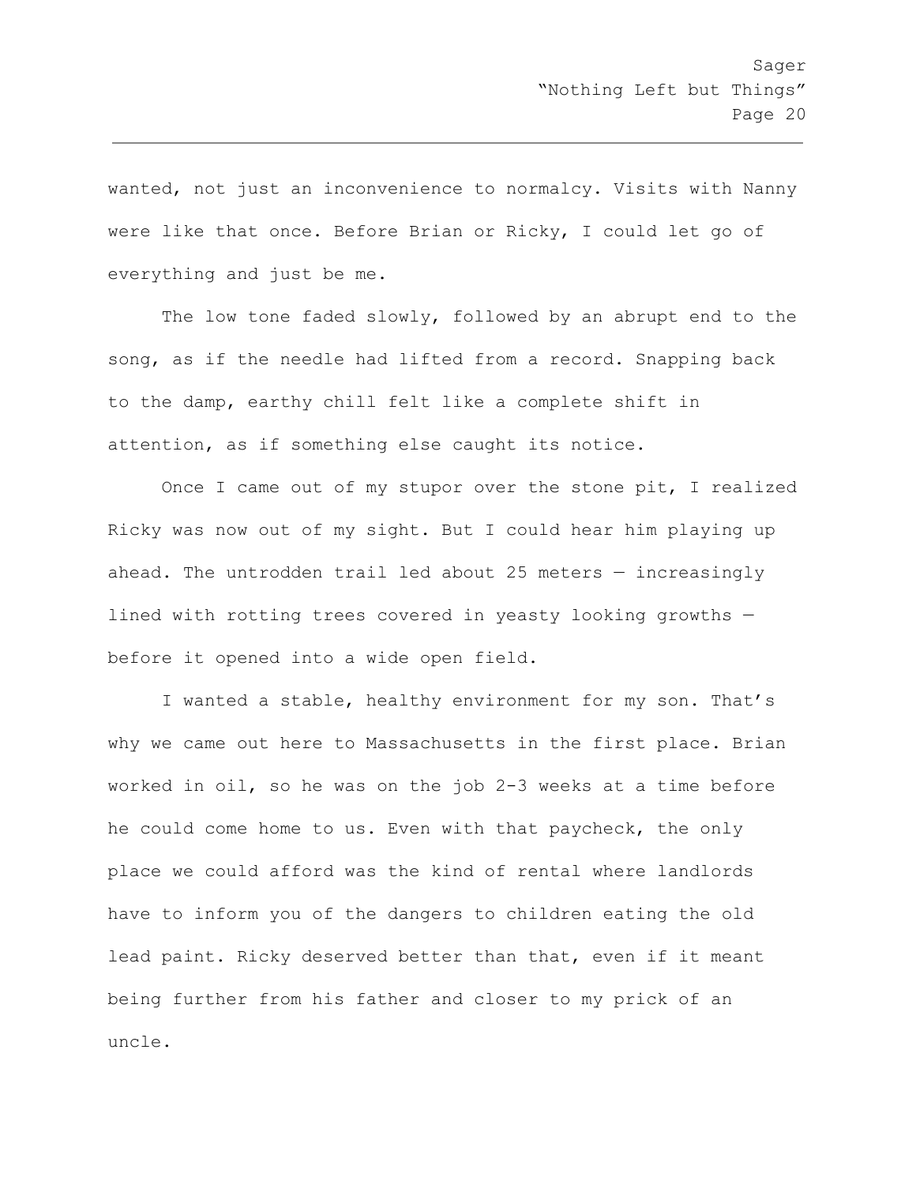wanted, not just an inconvenience to normalcy. Visits with Nanny were like that once. Before Brian or Ricky, I could let go of everything and just be me.

The low tone faded slowly, followed by an abrupt end to the song, as if the needle had lifted from a record. Snapping back to the damp, earthy chill felt like a complete shift in attention, as if something else caught its notice.

Once I came out of my stupor over the stone pit, I realized Ricky was now out of my sight. But I could hear him playing up ahead. The untrodden trail led about 25 meters — increasingly lined with rotting trees covered in yeasty looking growths — before it opened into a wide open field.

I wanted a stable, healthy environment for my son. That's why we came out here to Massachusetts in the first place. Brian worked in oil, so he was on the job 2-3 weeks at a time before he could come home to us. Even with that paycheck, the only place we could afford was the kind of rental where landlords have to inform you of the dangers to children eating the old lead paint. Ricky deserved better than that, even if it meant being further from his father and closer to my prick of an uncle.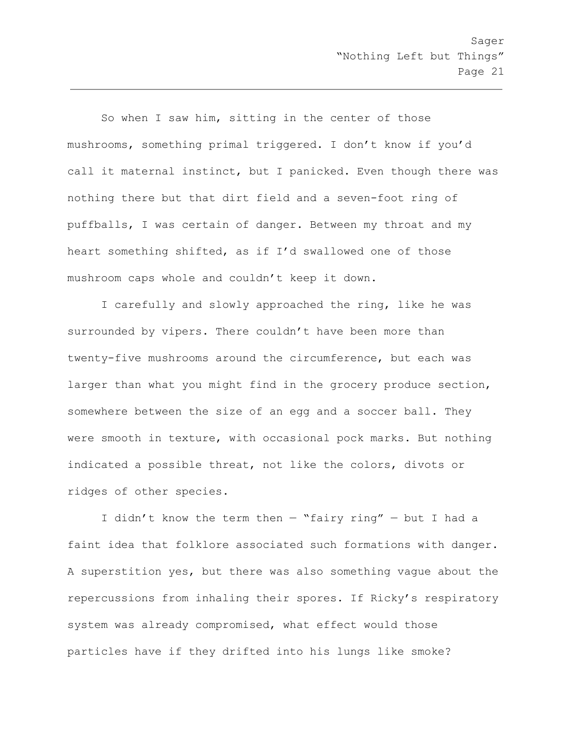So when I saw him, sitting in the center of those mushrooms, something primal triggered. I don't know if you'd call it maternal instinct, but I panicked. Even though there was nothing there but that dirt field and a seven-foot ring of puffballs, I was certain of danger. Between my throat and my heart something shifted, as if I'd swallowed one of those mushroom caps whole and couldn't keep it down.

I carefully and slowly approached the ring, like he was surrounded by vipers. There couldn't have been more than twenty-five mushrooms around the circumference, but each was larger than what you might find in the grocery produce section, somewhere between the size of an egg and a soccer ball. They were smooth in texture, with occasional pock marks. But nothing indicated a possible threat, not like the colors, divots or ridges of other species.

I didn't know the term then — "fairy ring" — but I had a faint idea that folklore associated such formations with danger. A superstition yes, but there was also something vague about the repercussions from inhaling their spores. If Ricky's respiratory system was already compromised, what effect would those particles have if they drifted into his lungs like smoke?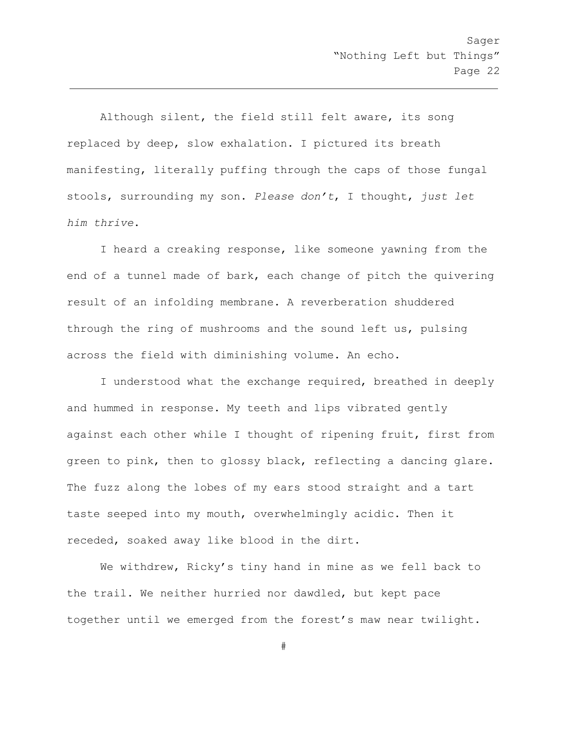Although silent, the field still felt aware, its song replaced by deep, slow exhalation. I pictured its breath manifesting, literally puffing through the caps of those fungal stools, surrounding my son. *Please don't*, I thought, *just let him thrive*.

I heard a creaking response, like someone yawning from the end of a tunnel made of bark, each change of pitch the quivering result of an infolding membrane. A reverberation shuddered through the ring of mushrooms and the sound left us, pulsing across the field with diminishing volume. An echo.

I understood what the exchange required, breathed in deeply and hummed in response. My teeth and lips vibrated gently against each other while I thought of ripening fruit, first from green to pink, then to glossy black, reflecting a dancing glare. The fuzz along the lobes of my ears stood straight and a tart taste seeped into my mouth, overwhelmingly acidic. Then it receded, soaked away like blood in the dirt.

We withdrew, Ricky's tiny hand in mine as we fell back to the trail. We neither hurried nor dawdled, but kept pace together until we emerged from the forest's maw near twilight.

#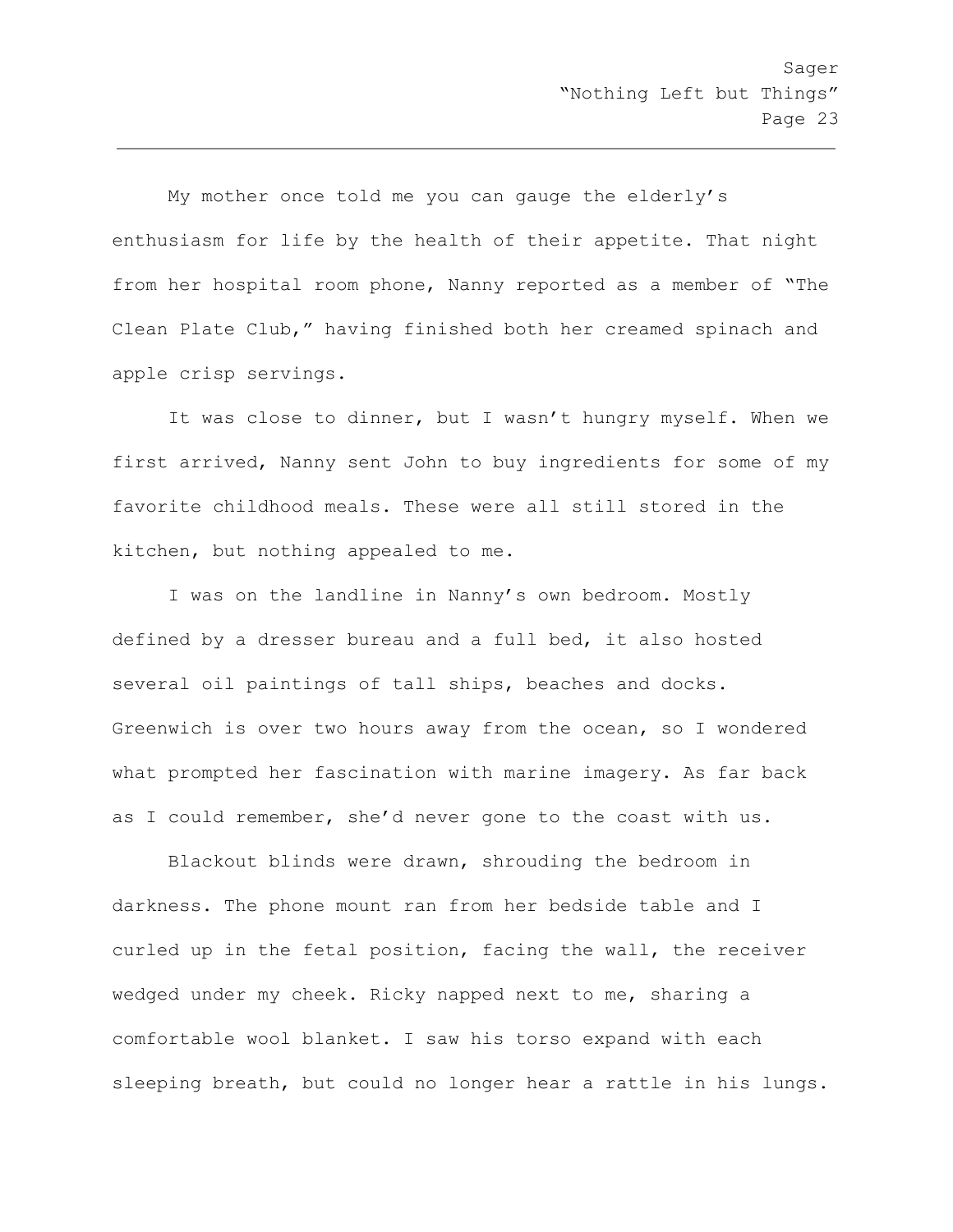My mother once told me you can gauge the elderly's enthusiasm for life by the health of their appetite. That night from her hospital room phone, Nanny reported as a member of "The Clean Plate Club," having finished both her creamed spinach and apple crisp servings.

It was close to dinner, but I wasn't hungry myself. When we first arrived, Nanny sent John to buy ingredients for some of my favorite childhood meals. These were all still stored in the kitchen, but nothing appealed to me.

I was on the landline in Nanny's own bedroom. Mostly defined by a dresser bureau and a full bed, it also hosted several oil paintings of tall ships, beaches and docks. Greenwich is over two hours away from the ocean, so I wondered what prompted her fascination with marine imagery. As far back as I could remember, she'd never gone to the coast with us.

Blackout blinds were drawn, shrouding the bedroom in darkness. The phone mount ran from her bedside table and I curled up in the fetal position, facing the wall, the receiver wedged under my cheek. Ricky napped next to me, sharing a comfortable wool blanket. I saw his torso expand with each sleeping breath, but could no longer hear a rattle in his lungs.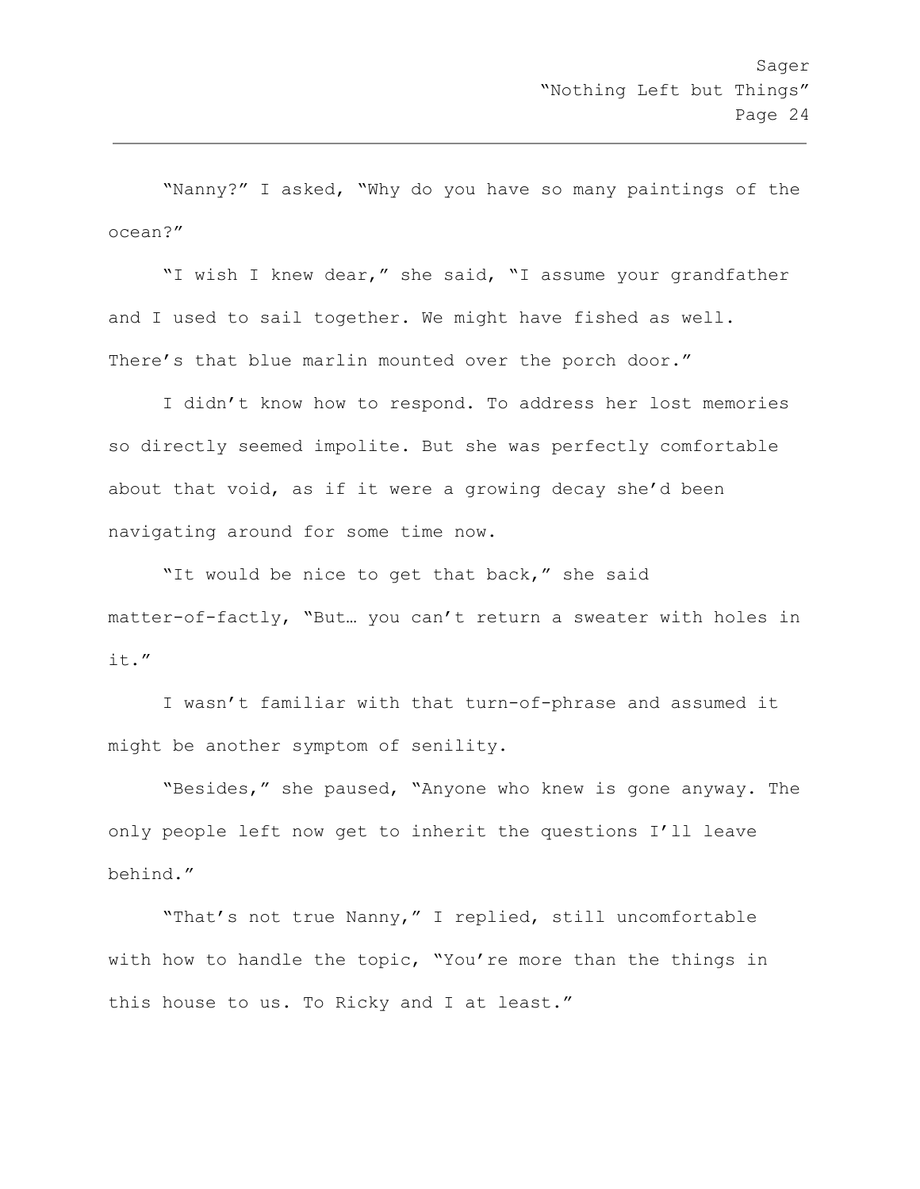"Nanny?" I asked, "Why do you have so many paintings of the ocean?"

"I wish I knew dear," she said, "I assume your grandfather and I used to sail together. We might have fished as well. There's that blue marlin mounted over the porch door."

I didn't know how to respond. To address her lost memories so directly seemed impolite. But she was perfectly comfortable about that void, as if it were a growing decay she'd been navigating around for some time now.

"It would be nice to get that back," she said matter-of-factly, "But… you can't return a sweater with holes in it."

I wasn't familiar with that turn-of-phrase and assumed it might be another symptom of senility.

"Besides," she paused, "Anyone who knew is gone anyway. The only people left now get to inherit the questions I'll leave behind."

"That's not true Nanny," I replied, still uncomfortable with how to handle the topic, "You're more than the things in this house to us. To Ricky and I at least."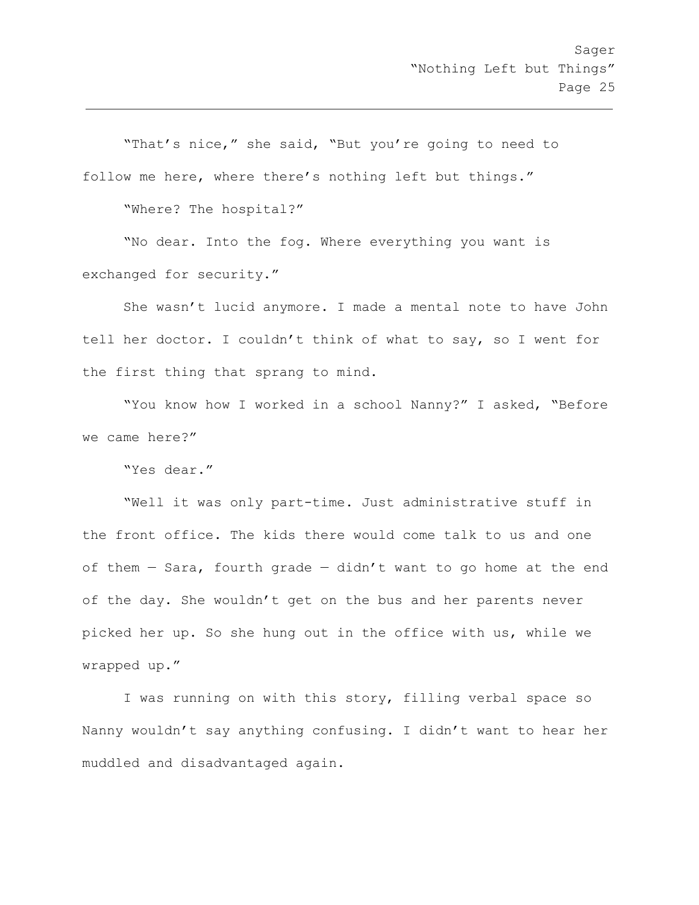"That's nice," she said, "But you're going to need to follow me here, where there's nothing left but things."

"Where? The hospital?"

"No dear. Into the fog. Where everything you want is exchanged for security."

She wasn't lucid anymore. I made a mental note to have John tell her doctor. I couldn't think of what to say, so I went for the first thing that sprang to mind.

"You know how I worked in a school Nanny?" I asked, "Before we came here?"

"Yes dear."

"Well it was only part-time. Just administrative stuff in the front office. The kids there would come talk to us and one of them — Sara, fourth grade — didn't want to go home at the end of the day. She wouldn't get on the bus and her parents never picked her up. So she hung out in the office with us, while we wrapped up."

I was running on with this story, filling verbal space so Nanny wouldn't say anything confusing. I didn't want to hear her muddled and disadvantaged again.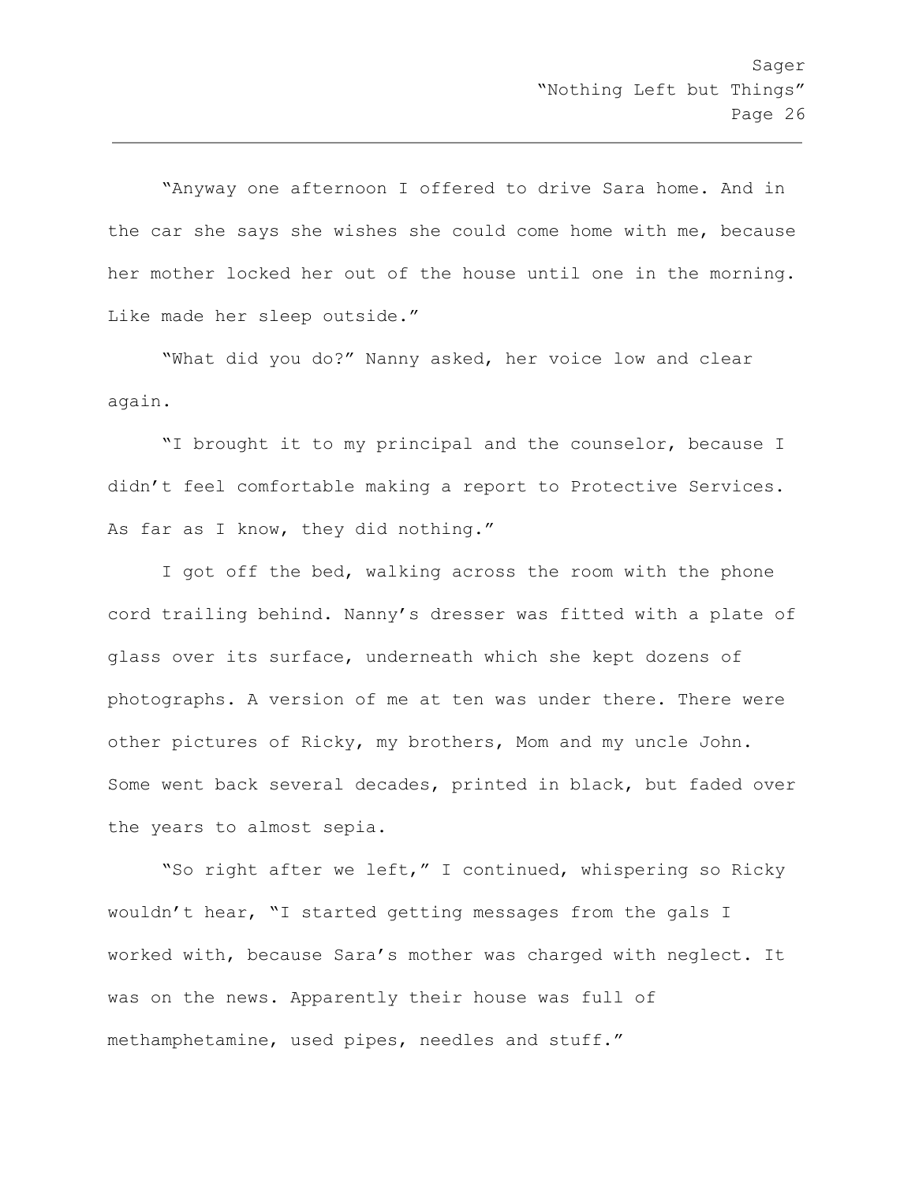"Anyway one afternoon I offered to drive Sara home. And in the car she says she wishes she could come home with me, because her mother locked her out of the house until one in the morning. Like made her sleep outside."

"What did you do?" Nanny asked, her voice low and clear again.

"I brought it to my principal and the counselor, because I didn't feel comfortable making a report to Protective Services. As far as I know, they did nothing."

I got off the bed, walking across the room with the phone cord trailing behind. Nanny's dresser was fitted with a plate of glass over its surface, underneath which she kept dozens of photographs. A version of me at ten was under there. There were other pictures of Ricky, my brothers, Mom and my uncle John. Some went back several decades, printed in black, but faded over the years to almost sepia.

"So right after we left," I continued, whispering so Ricky wouldn't hear, "I started getting messages from the gals I worked with, because Sara's mother was charged with neglect. It was on the news. Apparently their house was full of methamphetamine, used pipes, needles and stuff."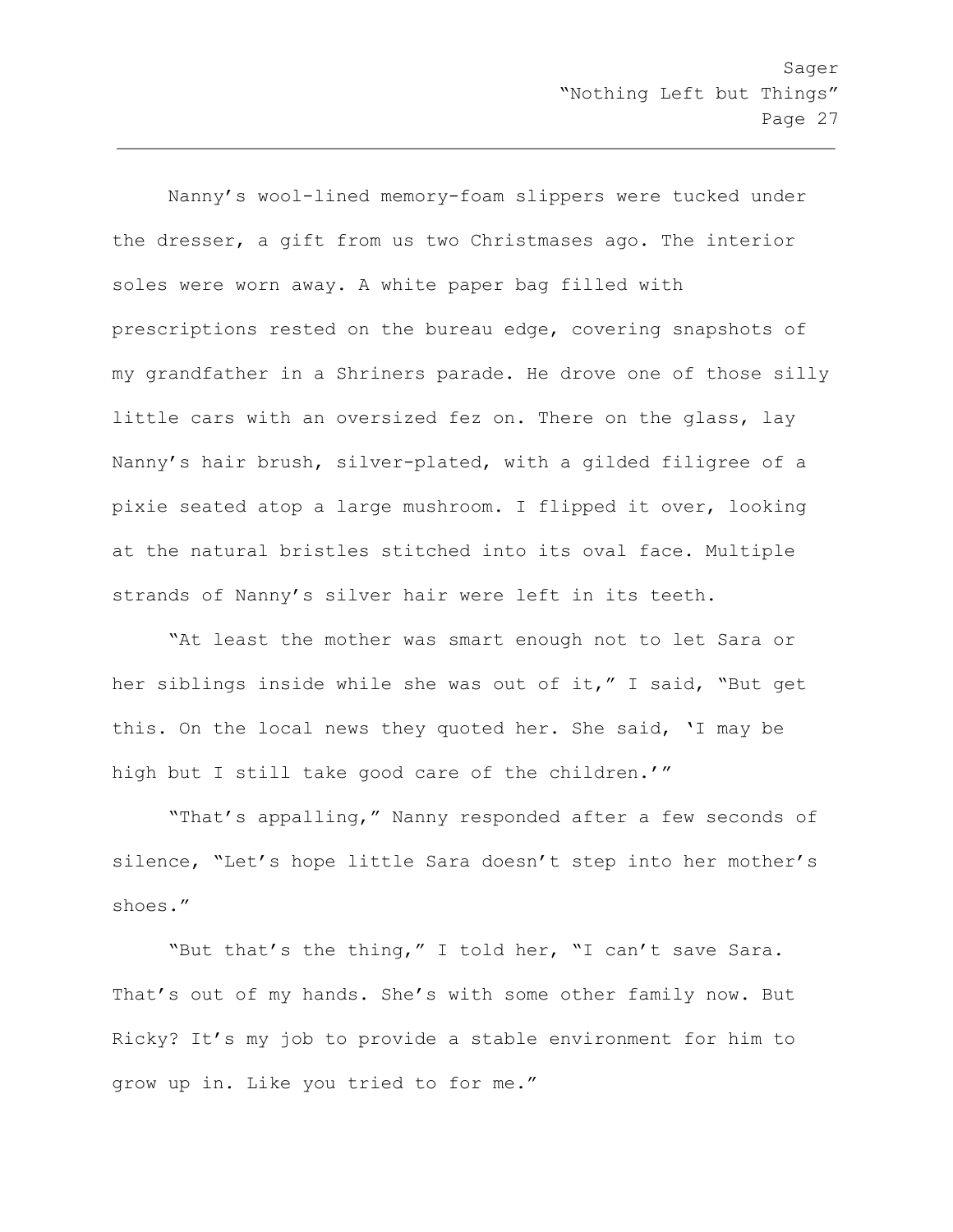Nanny’s wool-lined memory-foam slippers were tucked under the dresser, a gift from us two Christmases ago. The interior soles were worn away. A white paper bag filled with prescriptions rested on the bureau edge, covering snapshots of my grandfather in a Shriners parade. He drove one of those silly little cars with an oversized fez on. There on the glass, lay Nanny’s hair brush, silver-plated, with a gilded filigree of a pixie seated atop a large mushroom. I flipped it over, looking at the natural bristles stitched into its oval face. Multiple strands of Nanny’s silver hair were left in its teeth.

“At least the mother was smart enough not to let Sara or her siblings inside while she was out of it,” I said, “But get this. On the local news they quoted her. She said, ‘I may be high but I still take good care of the children.’”

“That’s appalling,” Nanny responded after a few seconds of silence, “Let’s hope little Sara doesn’t step into her mother’s shoes.”

“But that’s the thing,” I told her, “I can’t save Sara. That’s out of my hands. She’s with some other family now. But Ricky? It’s my job to provide a stable environment for him to grow up in. Like you tried to for me.”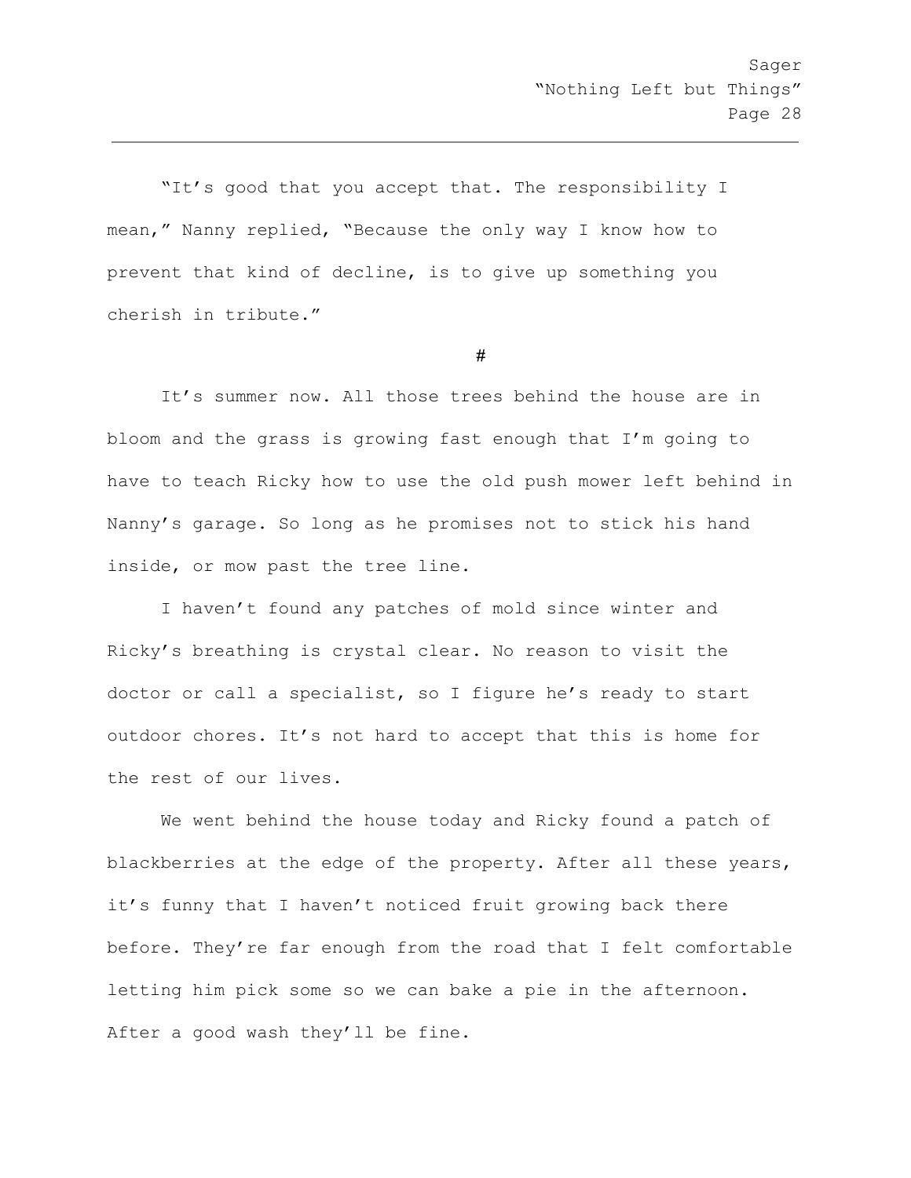"It's good that you accept that. The responsibility I mean," Nanny replied, "Because the only way I know how to prevent that kind of decline, is to give up something you cherish in tribute."

#

It's summer now. All those trees behind the house are in bloom and the grass is growing fast enough that I'm going to have to teach Ricky how to use the old push mower left behind in Nanny's garage. So long as he promises not to stick his hand inside, or mow past the tree line.

I haven't found any patches of mold since winter and Ricky's breathing is crystal clear. No reason to visit the doctor or call a specialist, so I figure he's ready to start outdoor chores. It's not hard to accept that this is home for the rest of our lives.

We went behind the house today and Ricky found a patch of blackberries at the edge of the property. After all these years, it's funny that I haven't noticed fruit growing back there before. They're far enough from the road that I felt comfortable letting him pick some so we can bake a pie in the afternoon. After a good wash they'll be fine.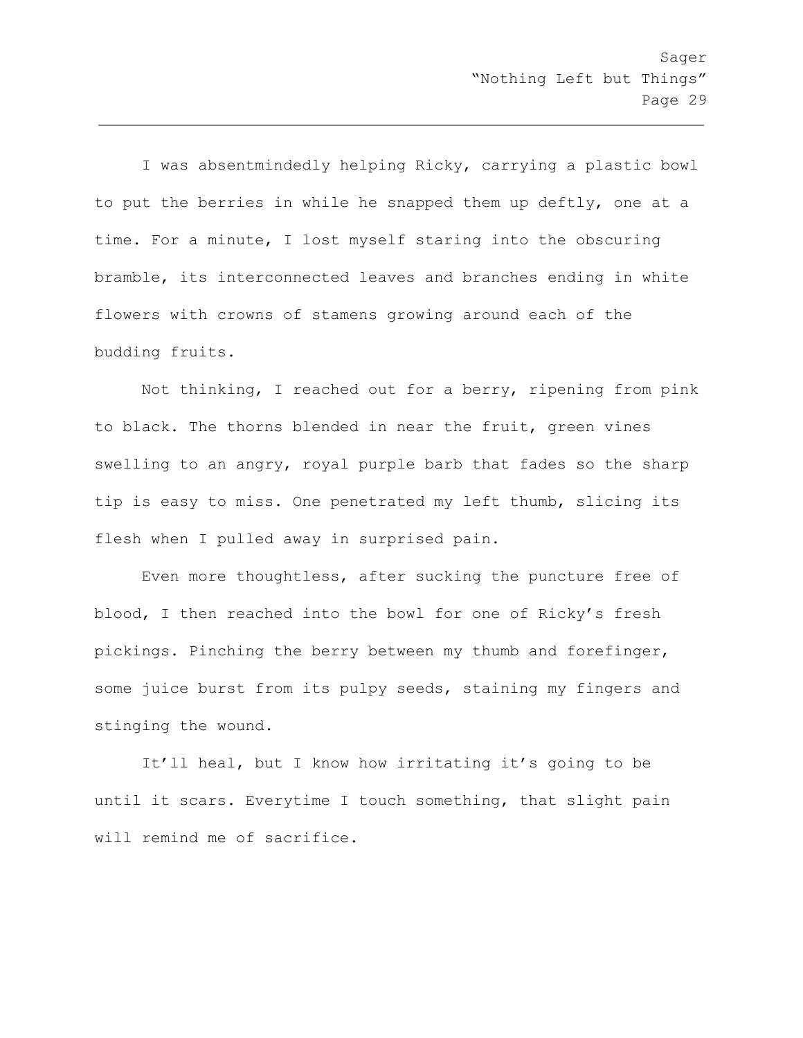I was absentmindedly helping Ricky, carrying a plastic bowl to put the berries in while he snapped them up deftly, one at a time. For a minute, I lost myself staring into the obscuring bramble, its interconnected leaves and branches ending in white flowers with crowns of stamens growing around each of the budding fruits.

Not thinking, I reached out for a berry, ripening from pink to black. The thorns blended in near the fruit, green vines swelling to an angry, royal purple barb that fades so the sharp tip is easy to miss. One penetrated my left thumb, slicing its flesh when I pulled away in surprised pain.

Even more thoughtless, after sucking the puncture free of blood, I then reached into the bowl for one of Ricky's fresh pickings. Pinching the berry between my thumb and forefinger, some juice burst from its pulpy seeds, staining my fingers and stinging the wound.

It'll heal, but I know how irritating it's going to be until it scars. Everytime I touch something, that slight pain will remind me of sacrifice.